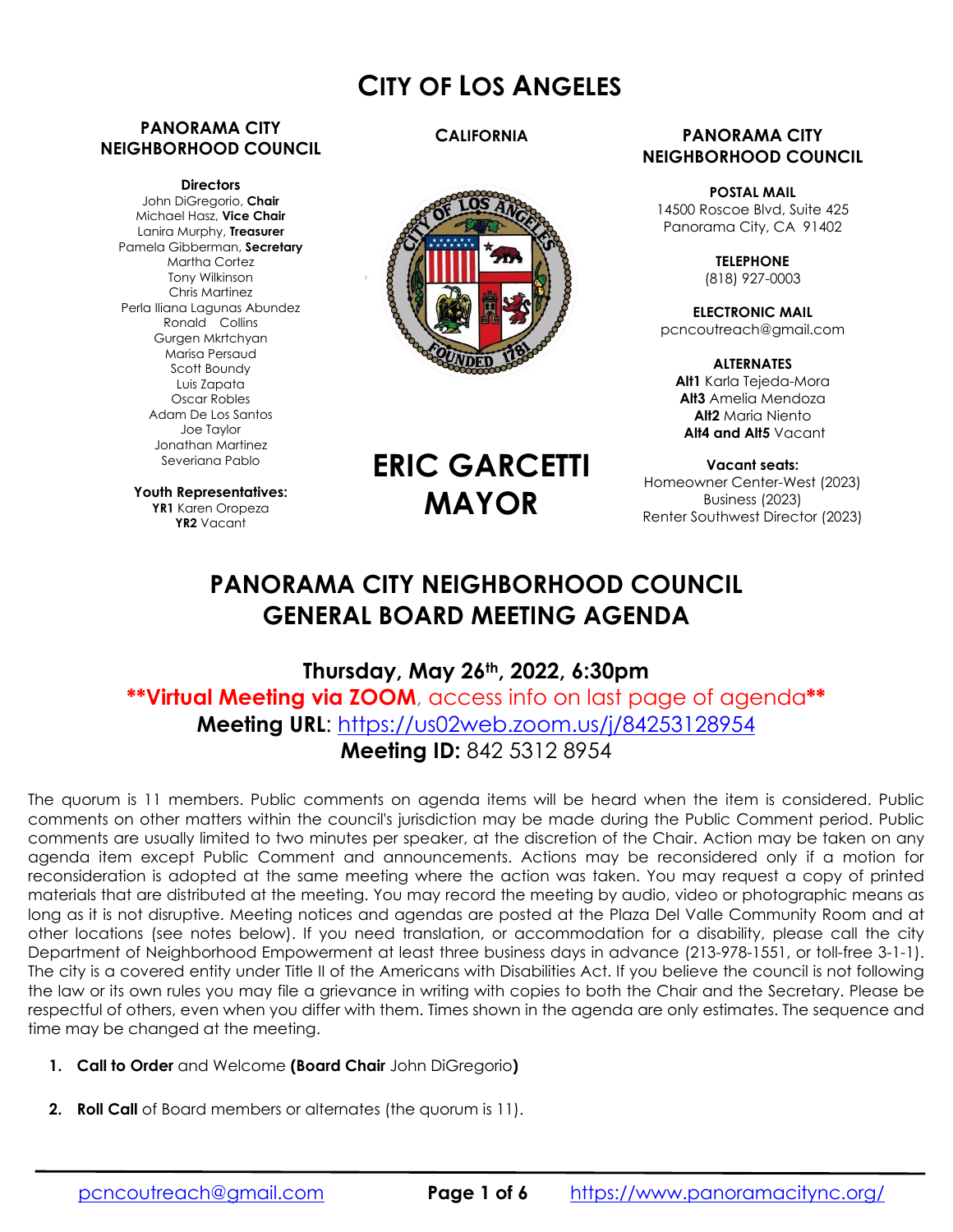# CITY OF LOS ANGELES

**PANORAMA CITY NEIGHBORHOOD COUNCIL**

**Directors**
John DiGregorio, **Chair**
Michael Hasz, **Vice Chair**
Lanira Murphy, **Treasurer**
Pamela Gibberman, **Secretary**
Martha Cortez
Tony Wilkinson
Chris Martinez
Perla Iliana Lagunas Abundez
Ronald Collins
Gurgen Mkrtchyan
Marisa Persaud
Scott Boundy
Luis Zapata
Oscar Robles
Adam De Los Santos
Joe Taylor
Jonathan Martinez
Severiana Pablo

**Youth Representatives:**
**YR1** Karen Oropeza
**YR2** Vacant

**CALIFORNIA**

**ERIC GARCETTI MAYOR**

**PANORAMA CITY NEIGHBORHOOD COUNCIL**

**POSTAL MAIL**
14500 Roscoe Blvd, Suite 425
Panorama City, CA 91402

**TELEPHONE**
(818) 927-0003

**ELECTRONIC MAIL**
pcncoutreach@gmail.com

**ALTERNATES**
**Alt1** Karla Tejeda-Mora
**Alt3** Amelia Mendoza
**Alt2** Maria Niento
**Alt4 and Alt5** Vacant

**Vacant seats:**
Homeowner Center-West (2023)
Business (2023)
Renter Southwest Director (2023)

## PANORAMA CITY NEIGHBORHOOD COUNCIL GENERAL BOARD MEETING AGENDA

### Thursday, May 26th, 2022, 6:30pm

****Virtual Meeting via ZOOM**, access info on last page of agenda**
**Meeting URL**: https://us02web.zoom.us/j/84253128954
**Meeting ID:** 842 5312 8954

The quorum is 11 members. Public comments on agenda items will be heard when the item is considered. Public comments on other matters within the council's jurisdiction may be made during the Public Comment period. Public comments are usually limited to two minutes per speaker, at the discretion of the Chair. Action may be taken on any agenda item except Public Comment and announcements. Actions may be reconsidered only if a motion for reconsideration is adopted at the same meeting where the action was taken. You may request a copy of printed materials that are distributed at the meeting. You may record the meeting by audio, video or photographic means as long as it is not disruptive. Meeting notices and agendas are posted at the Plaza Del Valle Community Room and at other locations (see notes below). If you need translation, or accommodation for a disability, please call the city Department of Neighborhood Empowerment at least three business days in advance (213-978-1551, or toll-free 3-1-1). The city is a covered entity under Title II of the Americans with Disabilities Act. If you believe the council is not following the law or its own rules you may file a grievance in writing with copies to both the Chair and the Secretary. Please be respectful of others, even when you differ with them. Times shown in the agenda are only estimates. The sequence and time may be changed at the meeting.

1. **Call to Order** and Welcome **(Board Chair** John DiGregorio**)**
2. **Roll Call** of Board members or alternates (the quorum is 11).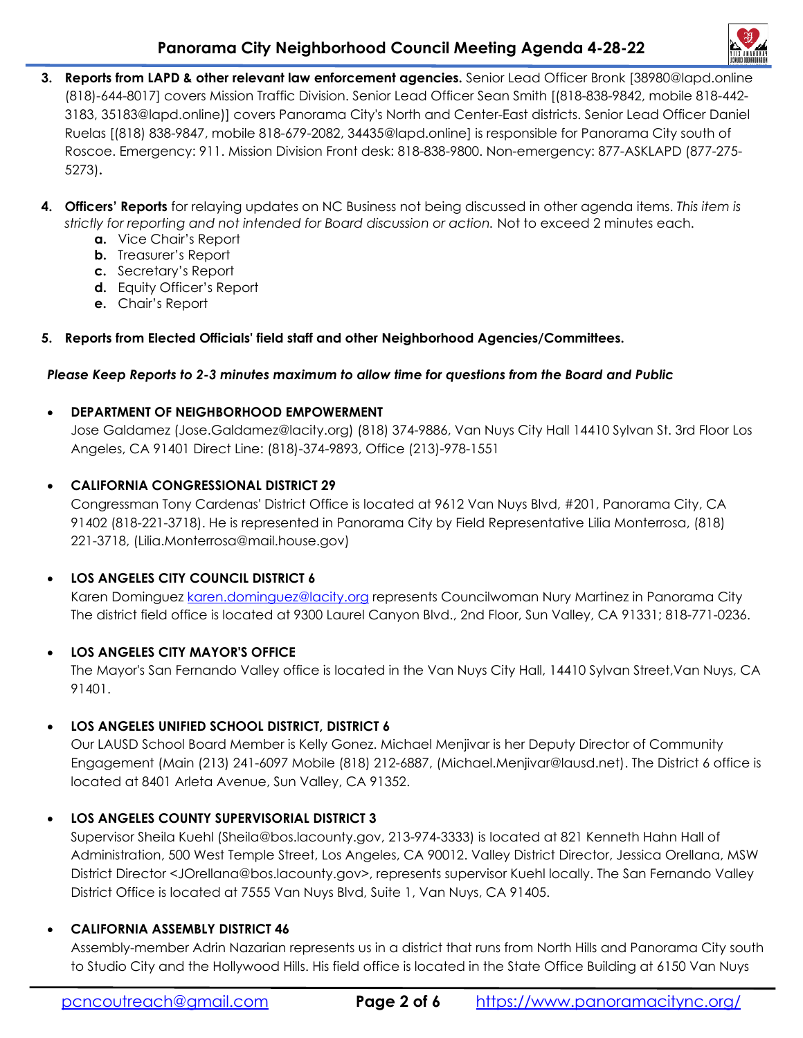3. **Reports from LAPD & other relevant law enforcement agencies.** Senior Lead Officer Bronk [38980@lapd.online (818)-644-8017] covers Mission Traffic Division. Senior Lead Officer Sean Smith [(818-838-9842, mobile 818-442-3183, 35183@lapd.online)] covers Panorama City's North and Center-East districts. Senior Lead Officer Daniel Ruelas [(818) 838-9847, mobile 818-679-2082, 34435@lapd.online] is responsible for Panorama City south of Roscoe. Emergency: 911. Mission Division Front desk: 818-838-9800. Non-emergency: 877-ASKLAPD (877-275-5273).

4. **Officers' Reports** for relaying updates on NC Business not being discussed in other agenda items. *This item is strictly for reporting and not intended for Board discussion or action.* Not to exceed 2 minutes each.
   - **a.** Vice Chair's Report
   - **b.** Treasurer's Report
   - **c.** Secretary's Report
   - **d.** Equity Officer's Report
   - **e.** Chair's Report

5. **Reports from Elected Officials' field staff and other Neighborhood Agencies/Committees.**

***Please Keep Reports to 2-3 minutes maximum to allow time for questions from the Board and Public***

- **DEPARTMENT OF NEIGHBORHOOD EMPOWERMENT**
  Jose Galdamez (Jose.Galdamez@lacity.org) (818) 374-9886, Van Nuys City Hall 14410 Sylvan St. 3rd Floor Los Angeles, CA 91401 Direct Line: (818)-374-9893, Office (213)-978-1551

- **CALIFORNIA CONGRESSIONAL DISTRICT 29**
  Congressman Tony Cardenas' District Office is located at 9612 Van Nuys Blvd, #201, Panorama City, CA 91402 (818-221-3718). He is represented in Panorama City by Field Representative Lilia Monterrosa, (818) 221-3718, (Lilia.Monterrosa@mail.house.gov)

- **LOS ANGELES CITY COUNCIL DISTRICT 6**
  Karen Dominguez karen.dominguez@lacity.org represents Councilwoman Nury Martinez in Panorama City The district field office is located at 9300 Laurel Canyon Blvd., 2nd Floor, Sun Valley, CA 91331; 818-771-0236.

- **LOS ANGELES CITY MAYOR'S OFFICE**
  The Mayor's San Fernando Valley office is located in the Van Nuys City Hall, 14410 Sylvan Street,Van Nuys, CA 91401.

- **LOS ANGELES UNIFIED SCHOOL DISTRICT, DISTRICT 6**
  Our LAUSD School Board Member is Kelly Gonez. Michael Menjivar is her Deputy Director of Community Engagement (Main (213) 241-6097 Mobile (818) 212-6887, (Michael.Menjivar@lausd.net). The District 6 office is located at 8401 Arleta Avenue, Sun Valley, CA 91352.

- **LOS ANGELES COUNTY SUPERVISORIAL DISTRICT 3**
  Supervisor Sheila Kuehl (Sheila@bos.lacounty.gov, 213-974-3333) is located at 821 Kenneth Hahn Hall of Administration, 500 West Temple Street, Los Angeles, CA 90012. Valley District Director, Jessica Orellana, MSW District Director <JOrellana@bos.lacounty.gov>, represents supervisor Kuehl locally. The San Fernando Valley District Office is located at 7555 Van Nuys Blvd, Suite 1, Van Nuys, CA 91405.

- **CALIFORNIA ASSEMBLY DISTRICT 46**
  Assembly-member Adrin Nazarian represents us in a district that runs from North Hills and Panorama City south to Studio City and the Hollywood Hills. His field office is located in the State Office Building at 6150 Van Nuys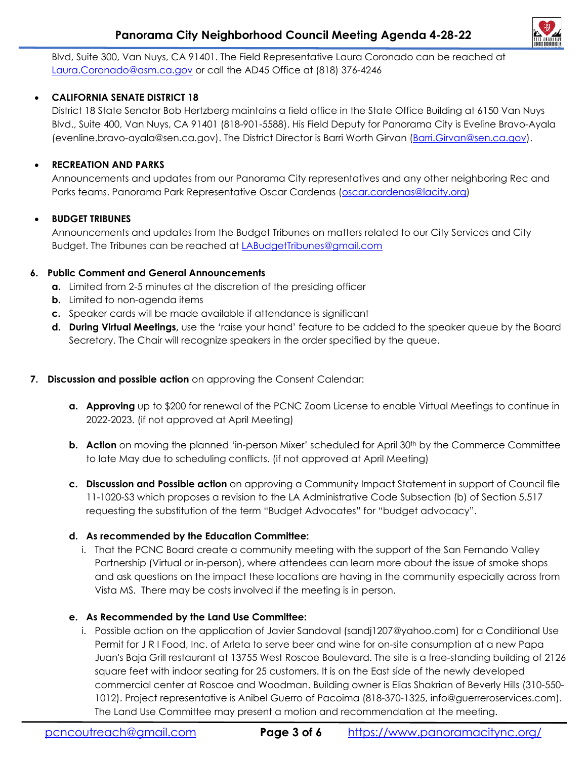Blvd, Suite 300, Van Nuys, CA 91401. The Field Representative Laura Coronado can be reached at Laura.Coronado@asm.ca.gov or call the AD45 Office at (818) 376-4246

- **CALIFORNIA SENATE DISTRICT 18**
  District 18 State Senator Bob Hertzberg maintains a field office in the State Office Building at 6150 Van Nuys Blvd., Suite 400, Van Nuys, CA 91401 (818-901-5588). His Field Deputy for Panorama City is Eveline Bravo-Ayala (evenline.bravo-ayala@sen.ca.gov). The District Director is Barri Worth Girvan (Barri.Girvan@sen.ca.gov).

- **RECREATION AND PARKS**
  Announcements and updates from our Panorama City representatives and any other neighboring Rec and Parks teams. Panorama Park Representative Oscar Cardenas (oscar.cardenas@lacity.org)

- **BUDGET TRIBUNES**
  Announcements and updates from the Budget Tribunes on matters related to our City Services and City Budget. The Tribunes can be reached at LABudgetTribunes@gmail.com

6. **Public Comment and General Announcements**
   - **a.** Limited from 2-5 minutes at the discretion of the presiding officer
   - **b.** Limited to non-agenda items
   - **c.** Speaker cards will be made available if attendance is significant
   - **d.** **During Virtual Meetings,** use the 'raise your hand' feature to be added to the speaker queue by the Board Secretary. The Chair will recognize speakers in the order specified by the queue.

7. **Discussion and possible action** on approving the Consent Calendar:

   - **a.** **Approving** up to $200 for renewal of the PCNC Zoom License to enable Virtual Meetings to continue in 2022-2023. (if not approved at April Meeting)

   - **b.** **Action** on moving the planned 'in-person Mixer' scheduled for April 30th by the Commerce Committee to late May due to scheduling conflicts. (if not approved at April Meeting)

   - **c.** **Discussion and Possible action** on approving a Community Impact Statement in support of Council file 11-1020-S3 which proposes a revision to the LA Administrative Code Subsection (b) of Section 5.517 requesting the substitution of the term "Budget Advocates" for "budget advocacy".

   - **d.** **As recommended by the Education Committee:**
     - i. That the PCNC Board create a community meeting with the support of the San Fernando Valley Partnership (Virtual or in-person), where attendees can learn more about the issue of smoke shops and ask questions on the impact these locations are having in the community especially across from Vista MS. There may be costs involved if the meeting is in person.

   - **e.** **As Recommended by the Land Use Committee:**
     - i. Possible action on the application of Javier Sandoval (sandj1207@yahoo.com) for a Conditional Use Permit for J R I Food, Inc. of Arleta to serve beer and wine for on-site consumption at a new Papa Juan's Baja Grill restaurant at 13755 West Roscoe Boulevard. The site is a free-standing building of 2126 square feet with indoor seating for 25 customers. It is on the East side of the newly developed commercial center at Roscoe and Woodman. Building owner is Elias Shakrian of Beverly Hills (310-550-1012). Project representative is Anibel Guerro of Pacoima (818-370-1325, info@guerreroservices.com). The Land Use Committee may present a motion and recommendation at the meeting.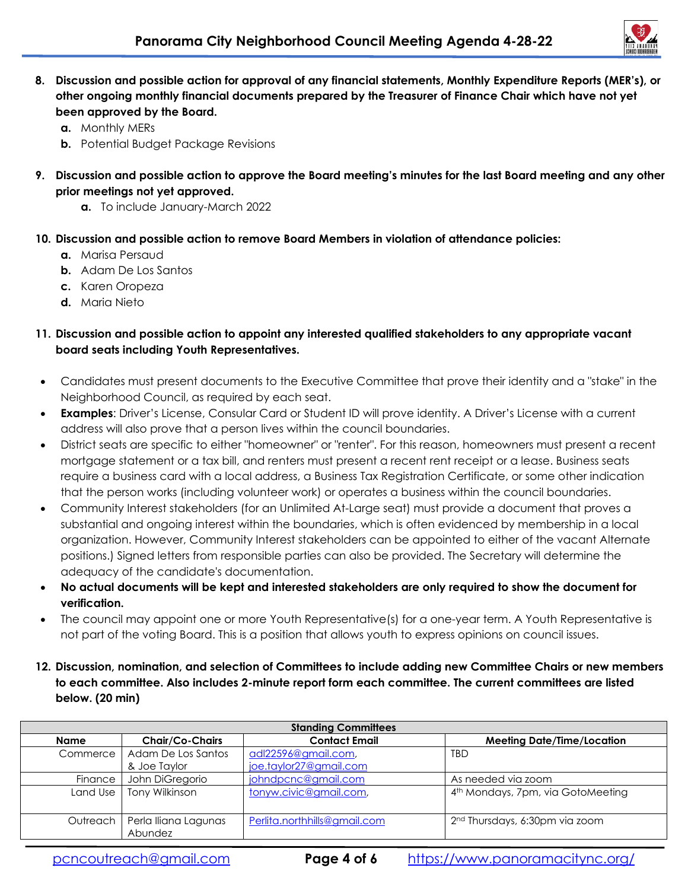8. **Discussion and possible action for approval of any financial statements, Monthly Expenditure Reports (MER's), or other ongoing monthly financial documents prepared by the Treasurer of Finance Chair which have not yet been approved by the Board.**
    a. Monthly MERs
    b. Potential Budget Package Revisions

9. **Discussion and possible action to approve the Board meeting's minutes for the last Board meeting and any other prior meetings not yet approved.**
    a. To include January-March 2022

10. **Discussion and possible action to remove Board Members in violation of attendance policies:**
    a. Marisa Persaud
    b. Adam De Los Santos
    c. Karen Oropeza
    d. Maria Nieto

11. **Discussion and possible action to appoint any interested qualified stakeholders to any appropriate vacant board seats including Youth Representatives.**

- Candidates must present documents to the Executive Committee that prove their identity and a "stake" in the Neighborhood Council, as required by each seat.
- **Examples**: Driver's License, Consular Card or Student ID will prove identity. A Driver's License with a current address will also prove that a person lives within the council boundaries.
- District seats are specific to either "homeowner" or "renter". For this reason, homeowners must present a recent mortgage statement or a tax bill, and renters must present a recent rent receipt or a lease. Business seats require a business card with a local address, a Business Tax Registration Certificate, or some other indication that the person works (including volunteer work) or operates a business within the council boundaries.
- Community Interest stakeholders (for an Unlimited At-Large seat) must provide a document that proves a substantial and ongoing interest within the boundaries, which is often evidenced by membership in a local organization. However, Community Interest stakeholders can be appointed to either of the vacant Alternate positions.) Signed letters from responsible parties can also be provided. The Secretary will determine the adequacy of the candidate's documentation.
- **No actual documents will be kept and interested stakeholders are only required to show the document for verification.**
- The council may appoint one or more Youth Representative(s) for a one-year term. A Youth Representative is not part of the voting Board. This is a position that allows youth to express opinions on council issues.

12. **Discussion, nomination, and selection of Committees to include adding new Committee Chairs or new members to each committee. Also includes 2-minute report form each committee. The current committees are listed below. (20 min)**

| Standing Committees | | | |
|---|---|---|---|
| **Name** | **Chair/Co-Chairs** | **Contact Email** | **Meeting Date/Time/Location** |
| Commerce | Adam De Los Santos & Joe Taylor | adl22596@gmail.com, joe.taylor27@gmail.com | TBD |
| Finance | John DiGregorio | johndpcnc@gmail.com | As needed via zoom |
| Land Use | Tony Wilkinson | tonyw.civic@gmail.com, | 4th Mondays, 7pm, via GotoMeeting |
| Outreach | Perla Iliana Lagunas Abundez | Perlita.northhills@gmail.com | 2nd Thursdays, 6:30pm via zoom |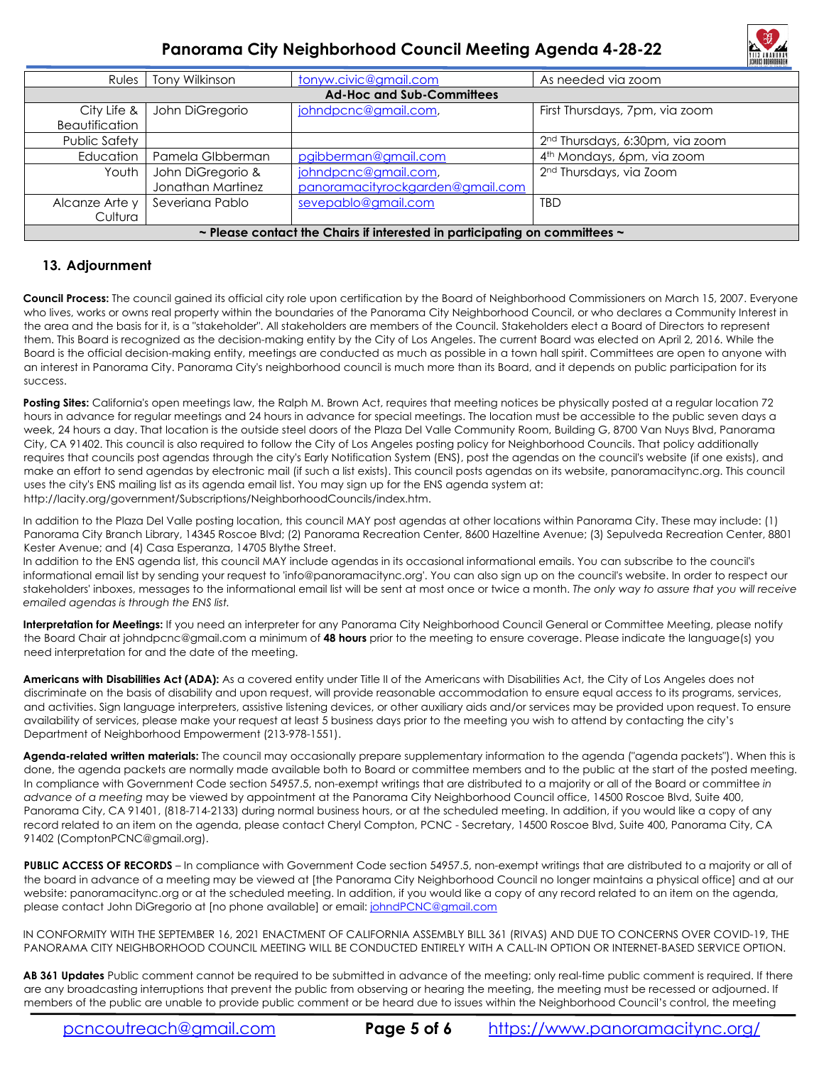| Rules | Tony Wilkinson | tonyw.civic@gmail.com | As needed via zoom |
|---|---|---|---|
| **Ad-Hoc and Sub-Committees** | | | |
| City Life & Beautification | John DiGregorio | johndpcnc@gmail.com, | First Thursdays, 7pm, via zoom |
| Public Safety | | | 2nd Thursdays, 6:30pm, via zoom |
| Education | Pamela GIbberman | pgibberman@gmail.com | 4th Mondays, 6pm, via zoom |
| Youth | John DiGregorio & Jonathan Martinez | johndpcnc@gmail.com, panoramacityrockgarden@gmail.com | 2nd Thursdays, via Zoom |
| Alcanze Arte y Cultura | Severiana Pablo | sevepablo@gmail.com | TBD |
| **~ Please contact the Chairs if interested in participating on committees ~** | | | |

## 13. Adjournment

**Council Process:** The council gained its official city role upon certification by the Board of Neighborhood Commissioners on March 15, 2007. Everyone who lives, works or owns real property within the boundaries of the Panorama City Neighborhood Council, or who declares a Community Interest in the area and the basis for it, is a "stakeholder". All stakeholders are members of the Council. Stakeholders elect a Board of Directors to represent them. This Board is recognized as the decision-making entity by the City of Los Angeles. The current Board was elected on April 2, 2016. While the Board is the official decision-making entity, meetings are conducted as much as possible in a town hall spirit. Committees are open to anyone with an interest in Panorama City. Panorama City's neighborhood council is much more than its Board, and it depends on public participation for its success.

**Posting Sites:** California's open meetings law, the Ralph M. Brown Act, requires that meeting notices be physically posted at a regular location 72 hours in advance for regular meetings and 24 hours in advance for special meetings. The location must be accessible to the public seven days a week, 24 hours a day. That location is the outside steel doors of the Plaza Del Valle Community Room, Building G, 8700 Van Nuys Blvd, Panorama City, CA 91402. This council is also required to follow the City of Los Angeles posting policy for Neighborhood Councils. That policy additionally requires that councils post agendas through the city's Early Notification System (ENS), post the agendas on the council's website (if one exists), and make an effort to send agendas by electronic mail (if such a list exists). This council posts agendas on its website, panoramacitync.org. This council uses the city's ENS mailing list as its agenda email list. You may sign up for the ENS agenda system at: http://lacity.org/government/Subscriptions/NeighborhoodCouncils/index.htm.

In addition to the Plaza Del Valle posting location, this council MAY post agendas at other locations within Panorama City. These may include: (1) Panorama City Branch Library, 14345 Roscoe Blvd; (2) Panorama Recreation Center, 8600 Hazeltine Avenue; (3) Sepulveda Recreation Center, 8801 Kester Avenue; and (4) Casa Esperanza, 14705 Blythe Street.
In addition to the ENS agenda list, this council MAY include agendas in its occasional informational emails. You can subscribe to the council's informational email list by sending your request to 'info@panoramacitync.org'. You can also sign up on the council's website. In order to respect our stakeholders' inboxes, messages to the informational email list will be sent at most once or twice a month. *The only way to assure that you will receive emailed agendas is through the ENS list.*

**Interpretation for Meetings:** If you need an interpreter for any Panorama City Neighborhood Council General or Committee Meeting, please notify the Board Chair at johndpcnc@gmail.com a minimum of **48 hours** prior to the meeting to ensure coverage. Please indicate the language(s) you need interpretation for and the date of the meeting.

**Americans with Disabilities Act (ADA):** As a covered entity under Title II of the Americans with Disabilities Act, the City of Los Angeles does not discriminate on the basis of disability and upon request, will provide reasonable accommodation to ensure equal access to its programs, services, and activities. Sign language interpreters, assistive listening devices, or other auxiliary aids and/or services may be provided upon request. To ensure availability of services, please make your request at least 5 business days prior to the meeting you wish to attend by contacting the city's Department of Neighborhood Empowerment (213-978-1551).

**Agenda-related written materials:** The council may occasionally prepare supplementary information to the agenda ("agenda packets"). When this is done, the agenda packets are normally made available both to Board or committee members and to the public at the start of the posted meeting. In compliance with Government Code section 54957.5, non-exempt writings that are distributed to a majority or all of the Board or committee *in advance of a meeting* may be viewed by appointment at the Panorama City Neighborhood Council office, 14500 Roscoe Blvd, Suite 400, Panorama City, CA 91401, (818-714-2133) during normal business hours, or at the scheduled meeting. In addition, if you would like a copy of any record related to an item on the agenda, please contact Cheryl Compton, PCNC - Secretary, 14500 Roscoe Blvd, Suite 400, Panorama City, CA 91402 (ComptonPCNC@gmail.org).

**PUBLIC ACCESS OF RECORDS** – In compliance with Government Code section 54957.5, non-exempt writings that are distributed to a majority or all of the board in advance of a meeting may be viewed at [the Panorama City Neighborhood Council no longer maintains a physical office] and at our website: panoramacitync.org or at the scheduled meeting. In addition, if you would like a copy of any record related to an item on the agenda, please contact John DiGregorio at [no phone available] or email: johndPCNC@gmail.com

IN CONFORMITY WITH THE SEPTEMBER 16, 2021 ENACTMENT OF CALIFORNIA ASSEMBLY BILL 361 (RIVAS) AND DUE TO CONCERNS OVER COVID-19, THE PANORAMA CITY NEIGHBORHOOD COUNCIL MEETING WILL BE CONDUCTED ENTIRELY WITH A CALL-IN OPTION OR INTERNET-BASED SERVICE OPTION.

**AB 361 Updates** Public comment cannot be required to be submitted in advance of the meeting; only real-time public comment is required. If there are any broadcasting interruptions that prevent the public from observing or hearing the meeting, the meeting must be recessed or adjourned. If members of the public are unable to provide public comment or be heard due to issues within the Neighborhood Council's control, the meeting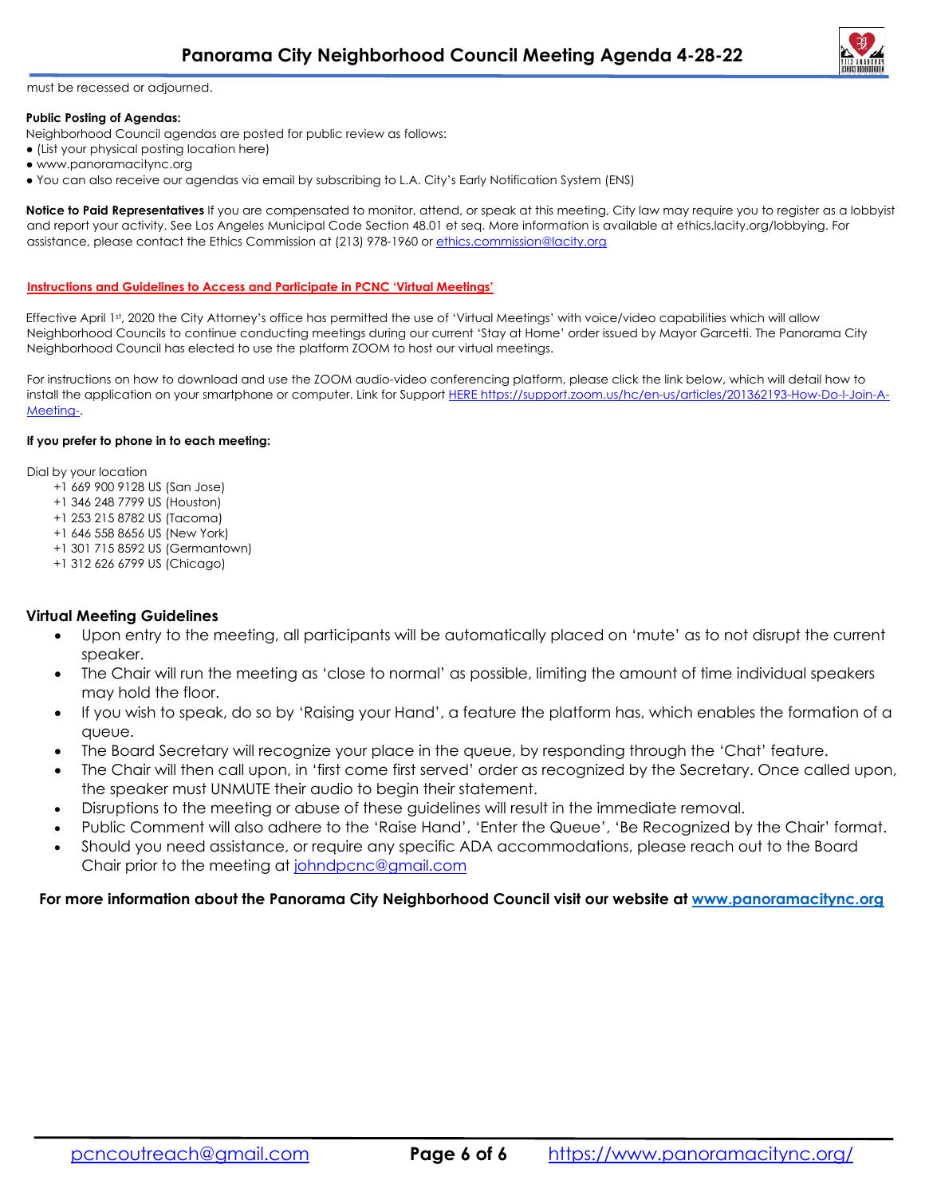must be recessed or adjourned.

**Public Posting of Agendas:**

Neighborhood Council agendas are posted for public review as follows:

- (List your physical posting location here)
- www.panoramacitync.org
- You can also receive our agendas via email by subscribing to L.A. City's Early Notification System (ENS)

**Notice to Paid Representatives** If you are compensated to monitor, attend, or speak at this meeting, City law may require you to register as a lobbyist and report your activity. See Los Angeles Municipal Code Section 48.01 et seq. More information is available at ethics.lacity.org/lobbying. For assistance, please contact the Ethics Commission at (213) 978-1960 or ethics.commission@lacity.org

**Instructions and Guidelines to Access and Participate in PCNC 'Virtual Meetings'**

Effective April 1st, 2020 the City Attorney's office has permitted the use of 'Virtual Meetings' with voice/video capabilities which will allow Neighborhood Councils to continue conducting meetings during our current 'Stay at Home' order issued by Mayor Garcetti. The Panorama City Neighborhood Council has elected to use the platform ZOOM to host our virtual meetings.

For instructions on how to download and use the ZOOM audio-video conferencing platform, please click the link below, which will detail how to install the application on your smartphone or computer. Link for Support HERE https://support.zoom.us/hc/en-us/articles/201362193-How-Do-I-Join-A-Meeting-.

**If you prefer to phone in to each meeting:**

Dial by your location

+1 669 900 9128 US (San Jose)
+1 346 248 7799 US (Houston)
+1 253 215 8782 US (Tacoma)
+1 646 558 8656 US (New York)
+1 301 715 8592 US (Germantown)
+1 312 626 6799 US (Chicago)

## Virtual Meeting Guidelines

- Upon entry to the meeting, all participants will be automatically placed on 'mute' as to not disrupt the current speaker.
- The Chair will run the meeting as 'close to normal' as possible, limiting the amount of time individual speakers may hold the floor.
- If you wish to speak, do so by 'Raising your Hand', a feature the platform has, which enables the formation of a queue.
- The Board Secretary will recognize your place in the queue, by responding through the 'Chat' feature.
- The Chair will then call upon, in 'first come first served' order as recognized by the Secretary. Once called upon, the speaker must UNMUTE their audio to begin their statement.
- Disruptions to the meeting or abuse of these guidelines will result in the immediate removal.
- Public Comment will also adhere to the 'Raise Hand', 'Enter the Queue', 'Be Recognized by the Chair' format.
- Should you need assistance, or require any specific ADA accommodations, please reach out to the Board Chair prior to the meeting at johndpcnc@gmail.com

**For more information about the Panorama City Neighborhood Council visit our website at www.panoramacitync.org**